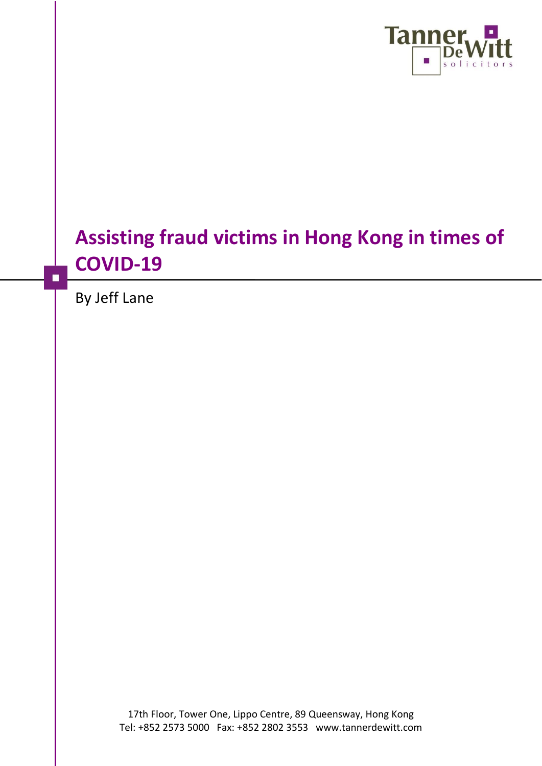# Assisting fraud victims in Hong Kong in times of COVID-19

By Jeff Lane

17th Floor, Tower One, Lippo Centre, 89 Queensway, Hong Kong
Tel: +852 2573 5000 Fax: +852 2802 3553 www.tannerdewitt.com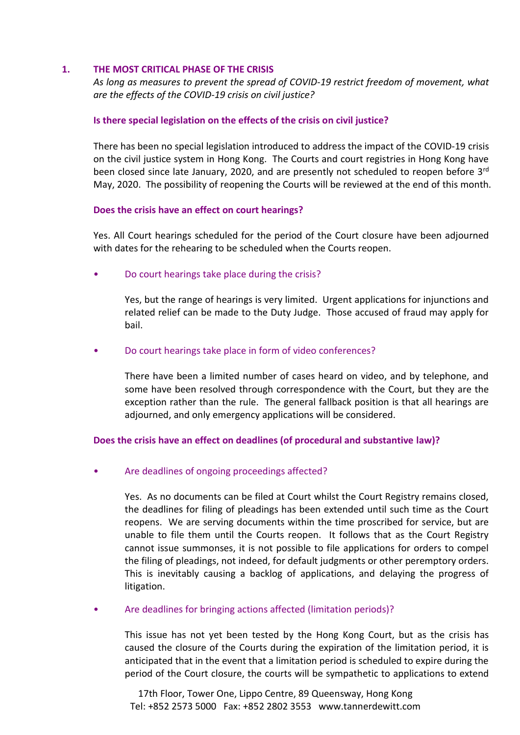## 1. THE MOST CRITICAL PHASE OF THE CRISIS

*As long as measures to prevent the spread of COVID-19 restrict freedom of movement, what are the effects of the COVID-19 crisis on civil justice?*

### Is there special legislation on the effects of the crisis on civil justice?

There has been no special legislation introduced to address the impact of the COVID-19 crisis on the civil justice system in Hong Kong. The Courts and court registries in Hong Kong have been closed since late January, 2020, and are presently not scheduled to reopen before 3rd May, 2020. The possibility of reopening the Courts will be reviewed at the end of this month.

### Does the crisis have an effect on court hearings?

Yes. All Court hearings scheduled for the period of the Court closure have been adjourned with dates for the rehearing to be scheduled when the Courts reopen.

- Do court hearings take place during the crisis?

  Yes, but the range of hearings is very limited. Urgent applications for injunctions and related relief can be made to the Duty Judge. Those accused of fraud may apply for bail.

- Do court hearings take place in form of video conferences?

  There have been a limited number of cases heard on video, and by telephone, and some have been resolved through correspondence with the Court, but they are the exception rather than the rule. The general fallback position is that all hearings are adjourned, and only emergency applications will be considered.

### Does the crisis have an effect on deadlines (of procedural and substantive law)?

- Are deadlines of ongoing proceedings affected?

  Yes. As no documents can be filed at Court whilst the Court Registry remains closed, the deadlines for filing of pleadings has been extended until such time as the Court reopens. We are serving documents within the time proscribed for service, but are unable to file them until the Courts reopen. It follows that as the Court Registry cannot issue summonses, it is not possible to file applications for orders to compel the filing of pleadings, not indeed, for default judgments or other peremptory orders. This is inevitably causing a backlog of applications, and delaying the progress of litigation.

- Are deadlines for bringing actions affected (limitation periods)?

  This issue has not yet been tested by the Hong Kong Court, but as the crisis has caused the closure of the Courts during the expiration of the limitation period, it is anticipated that in the event that a limitation period is scheduled to expire during the period of the Court closure, the courts will be sympathetic to applications to extend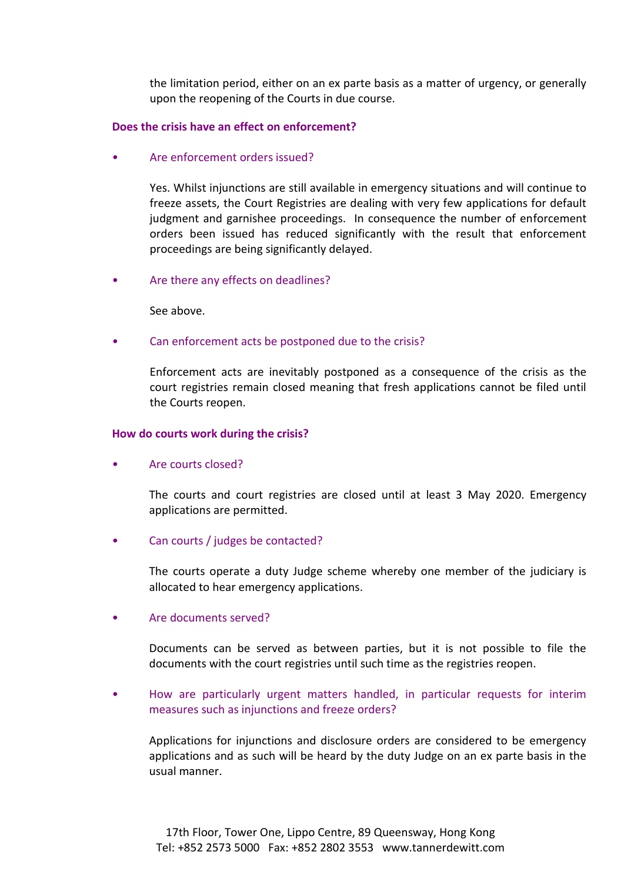the limitation period, either on an ex parte basis as a matter of urgency, or generally upon the reopening of the Courts in due course.

**Does the crisis have an effect on enforcement?**

- Are enforcement orders issued?

  Yes. Whilst injunctions are still available in emergency situations and will continue to freeze assets, the Court Registries are dealing with very few applications for default judgment and garnishee proceedings. In consequence the number of enforcement orders been issued has reduced significantly with the result that enforcement proceedings are being significantly delayed.

- Are there any effects on deadlines?

  See above.

- Can enforcement acts be postponed due to the crisis?

  Enforcement acts are inevitably postponed as a consequence of the crisis as the court registries remain closed meaning that fresh applications cannot be filed until the Courts reopen.

**How do courts work during the crisis?**

- Are courts closed?

  The courts and court registries are closed until at least 3 May 2020. Emergency applications are permitted.

- Can courts / judges be contacted?

  The courts operate a duty Judge scheme whereby one member of the judiciary is allocated to hear emergency applications.

- Are documents served?

  Documents can be served as between parties, but it is not possible to file the documents with the court registries until such time as the registries reopen.

- How are particularly urgent matters handled, in particular requests for interim measures such as injunctions and freeze orders?

  Applications for injunctions and disclosure orders are considered to be emergency applications and as such will be heard by the duty Judge on an ex parte basis in the usual manner.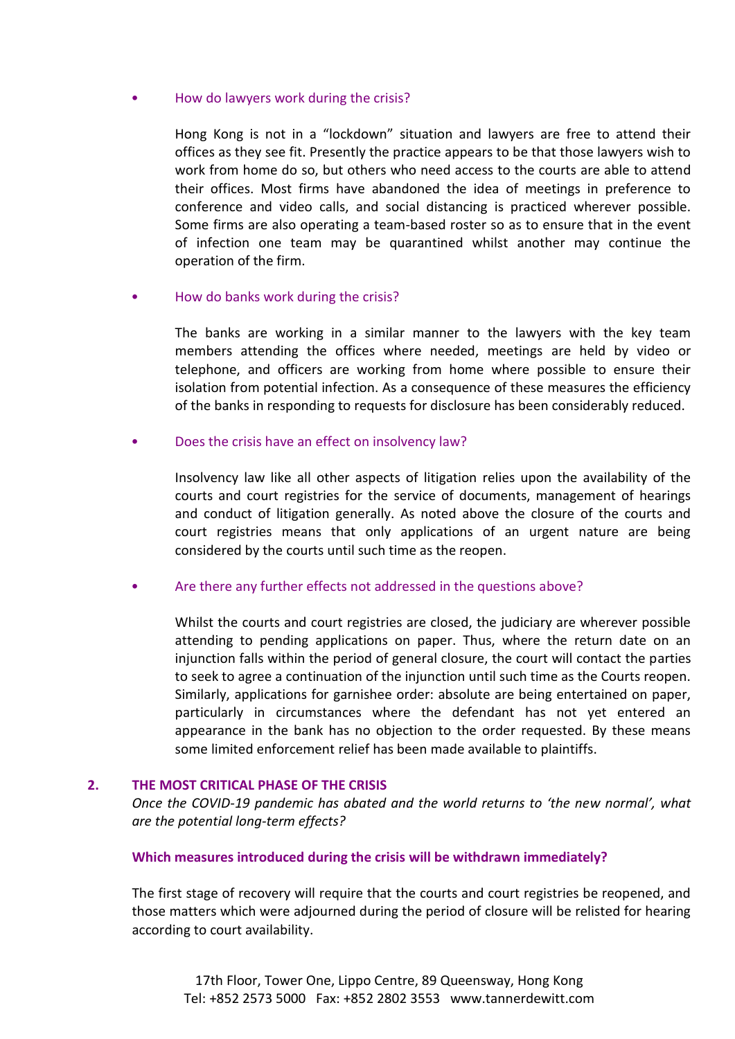- How do lawyers work during the crisis?

  Hong Kong is not in a "lockdown" situation and lawyers are free to attend their offices as they see fit. Presently the practice appears to be that those lawyers wish to work from home do so, but others who need access to the courts are able to attend their offices. Most firms have abandoned the idea of meetings in preference to conference and video calls, and social distancing is practiced wherever possible. Some firms are also operating a team-based roster so as to ensure that in the event of infection one team may be quarantined whilst another may continue the operation of the firm.

- How do banks work during the crisis?

  The banks are working in a similar manner to the lawyers with the key team members attending the offices where needed, meetings are held by video or telephone, and officers are working from home where possible to ensure their isolation from potential infection. As a consequence of these measures the efficiency of the banks in responding to requests for disclosure has been considerably reduced.

- Does the crisis have an effect on insolvency law?

  Insolvency law like all other aspects of litigation relies upon the availability of the courts and court registries for the service of documents, management of hearings and conduct of litigation generally. As noted above the closure of the courts and court registries means that only applications of an urgent nature are being considered by the courts until such time as the reopen.

- Are there any further effects not addressed in the questions above?

  Whilst the courts and court registries are closed, the judiciary are wherever possible attending to pending applications on paper. Thus, where the return date on an injunction falls within the period of general closure, the court will contact the parties to seek to agree a continuation of the injunction until such time as the Courts reopen. Similarly, applications for garnishee order: absolute are being entertained on paper, particularly in circumstances where the defendant has not yet entered an appearance in the bank has no objection to the order requested. By these means some limited enforcement relief has been made available to plaintiffs.

## 2. THE MOST CRITICAL PHASE OF THE CRISIS

*Once the COVID-19 pandemic has abated and the world returns to 'the new normal', what are the potential long-term effects?*

### Which measures introduced during the crisis will be withdrawn immediately?

The first stage of recovery will require that the courts and court registries be reopened, and those matters which were adjourned during the period of closure will be relisted for hearing according to court availability.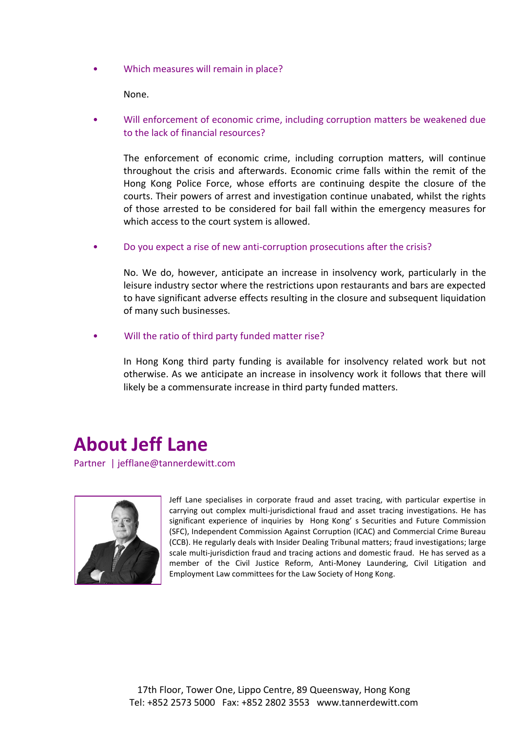- Which measures will remain in place?

  None.

- Will enforcement of economic crime, including corruption matters be weakened due to the lack of financial resources?

  The enforcement of economic crime, including corruption matters, will continue throughout the crisis and afterwards. Economic crime falls within the remit of the Hong Kong Police Force, whose efforts are continuing despite the closure of the courts. Their powers of arrest and investigation continue unabated, whilst the rights of those arrested to be considered for bail fall within the emergency measures for which access to the court system is allowed.

- Do you expect a rise of new anti-corruption prosecutions after the crisis?

  No. We do, however, anticipate an increase in insolvency work, particularly in the leisure industry sector where the restrictions upon restaurants and bars are expected to have significant adverse effects resulting in the closure and subsequent liquidation of many such businesses.

- Will the ratio of third party funded matter rise?

  In Hong Kong third party funding is available for insolvency related work but not otherwise. As we anticipate an increase in insolvency work it follows that there will likely be a commensurate increase in third party funded matters.

# About Jeff Lane

Partner | jefflane@tannerdewitt.com

Jeff Lane specialises in corporate fraud and asset tracing, with particular expertise in carrying out complex multi-jurisdictional fraud and asset tracing investigations. He has significant experience of inquiries by Hong Kong' s Securities and Future Commission (SFC), Independent Commission Against Corruption (ICAC) and Commercial Crime Bureau (CCB). He regularly deals with Insider Dealing Tribunal matters; fraud investigations; large scale multi-jurisdiction fraud and tracing actions and domestic fraud. He has served as a member of the Civil Justice Reform, Anti-Money Laundering, Civil Litigation and Employment Law committees for the Law Society of Hong Kong.

17th Floor, Tower One, Lippo Centre, 89 Queensway, Hong Kong
Tel: +852 2573 5000 Fax: +852 2802 3553 www.tannerdewitt.com